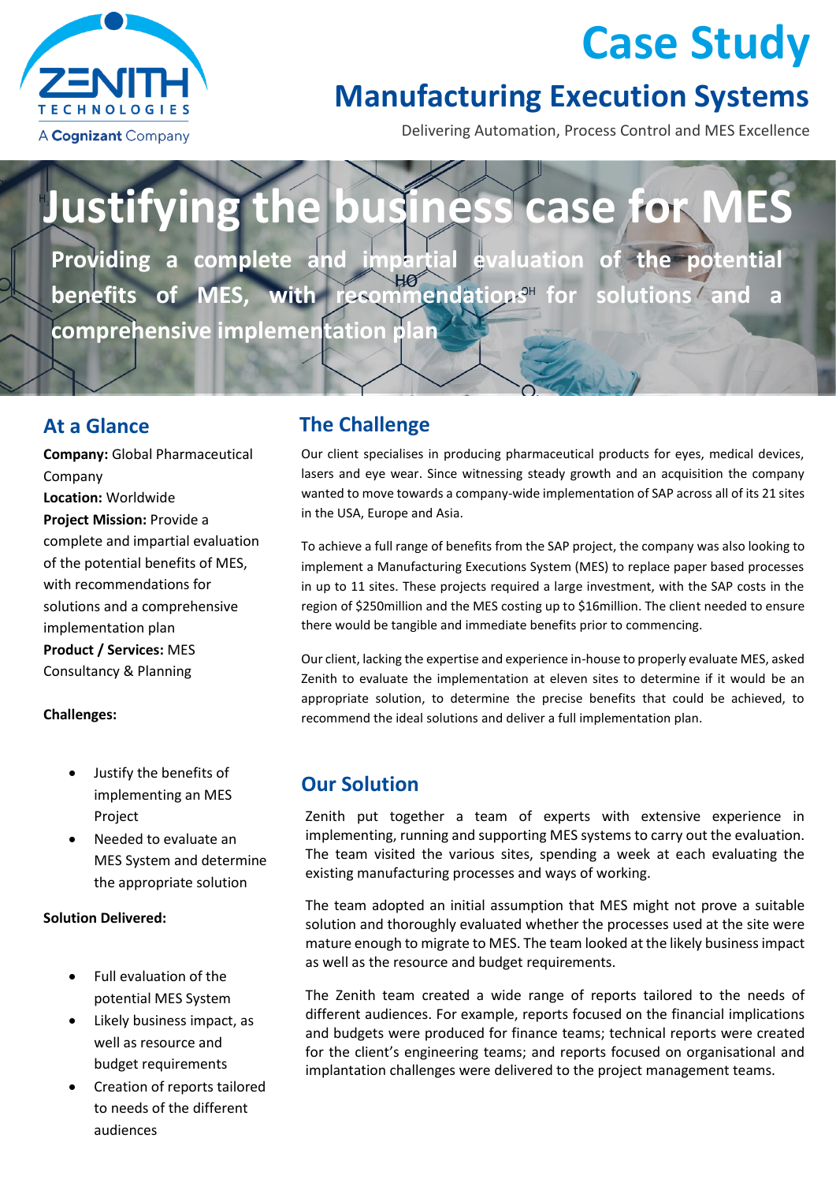# Case Study

## Manufacturing Execution Systems

Delivering Automation, Process Control and MES Excellence

# Justifying the business case for MES

**Providing a complete and impartial evaluation of the potential benefits of MES, with recommendations for solutions and a comprehensive implementation plan**

## At a Glance

**Company:** Global Pharmaceutical Company
**Location:** Worldwide
**Project Mission:** Provide a complete and impartial evaluation of the potential benefits of MES, with recommendations for solutions and a comprehensive implementation plan
**Product / Services:** MES Consultancy & Planning

**Challenges:**

- Justify the benefits of implementing an MES Project
- Needed to evaluate an MES System and determine the appropriate solution

**Solution Delivered:**

- Full evaluation of the potential MES System
- Likely business impact, as well as resource and budget requirements
- Creation of reports tailored to needs of the different audiences

## The Challenge

Our client specialises in producing pharmaceutical products for eyes, medical devices, lasers and eye wear. Since witnessing steady growth and an acquisition the company wanted to move towards a company-wide implementation of SAP across all of its 21 sites in the USA, Europe and Asia.

To achieve a full range of benefits from the SAP project, the company was also looking to implement a Manufacturing Executions System (MES) to replace paper based processes in up to 11 sites. These projects required a large investment, with the SAP costs in the region of $250million and the MES costing up to $16million. The client needed to ensure there would be tangible and immediate benefits prior to commencing.

Our client, lacking the expertise and experience in-house to properly evaluate MES, asked Zenith to evaluate the implementation at eleven sites to determine if it would be an appropriate solution, to determine the precise benefits that could be achieved, to recommend the ideal solutions and deliver a full implementation plan.

## Our Solution

Zenith put together a team of experts with extensive experience in implementing, running and supporting MES systems to carry out the evaluation. The team visited the various sites, spending a week at each evaluating the existing manufacturing processes and ways of working.

The team adopted an initial assumption that MES might not prove a suitable solution and thoroughly evaluated whether the processes used at the site were mature enough to migrate to MES. The team looked at the likely business impact as well as the resource and budget requirements.

The Zenith team created a wide range of reports tailored to the needs of different audiences. For example, reports focused on the financial implications and budgets were produced for finance teams; technical reports were created for the client's engineering teams; and reports focused on organisational and implantation challenges were delivered to the project management teams.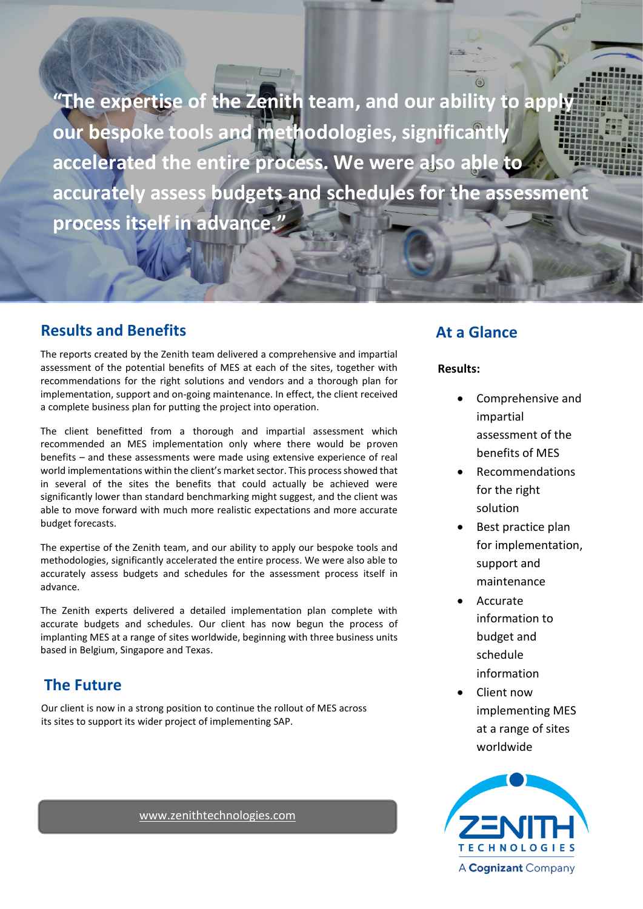**"The expertise of the Zenith team, and our ability to apply our bespoke tools and methodologies, significantly accelerated the entire process. We were also able to accurately assess budgets and schedules for the assessment process itself in advance."**

## Results and Benefits

The reports created by the Zenith team delivered a comprehensive and impartial assessment of the potential benefits of MES at each of the sites, together with recommendations for the right solutions and vendors and a thorough plan for implementation, support and on-going maintenance. In effect, the client received a complete business plan for putting the project into operation.

The client benefitted from a thorough and impartial assessment which recommended an MES implementation only where there would be proven benefits – and these assessments were made using extensive experience of real world implementations within the client's market sector. This process showed that in several of the sites the benefits that could actually be achieved were significantly lower than standard benchmarking might suggest, and the client was able to move forward with much more realistic expectations and more accurate budget forecasts.

The expertise of the Zenith team, and our ability to apply our bespoke tools and methodologies, significantly accelerated the entire process. We were also able to accurately assess budgets and schedules for the assessment process itself in advance.

The Zenith experts delivered a detailed implementation plan complete with accurate budgets and schedules. Our client has now begun the process of implanting MES at a range of sites worldwide, beginning with three business units based in Belgium, Singapore and Texas.

## The Future

Our client is now in a strong position to continue the rollout of MES across its sites to support its wider project of implementing SAP.

www.zenithtechnologies.com

## At a Glance

**Results:**

- Comprehensive and impartial assessment of the benefits of MES
- Recommendations for the right solution
- Best practice plan for implementation, support and maintenance
- Accurate information to budget and schedule information
- Client now implementing MES at a range of sites worldwide

ZENITH TECHNOLOGIES
A Cognizant Company